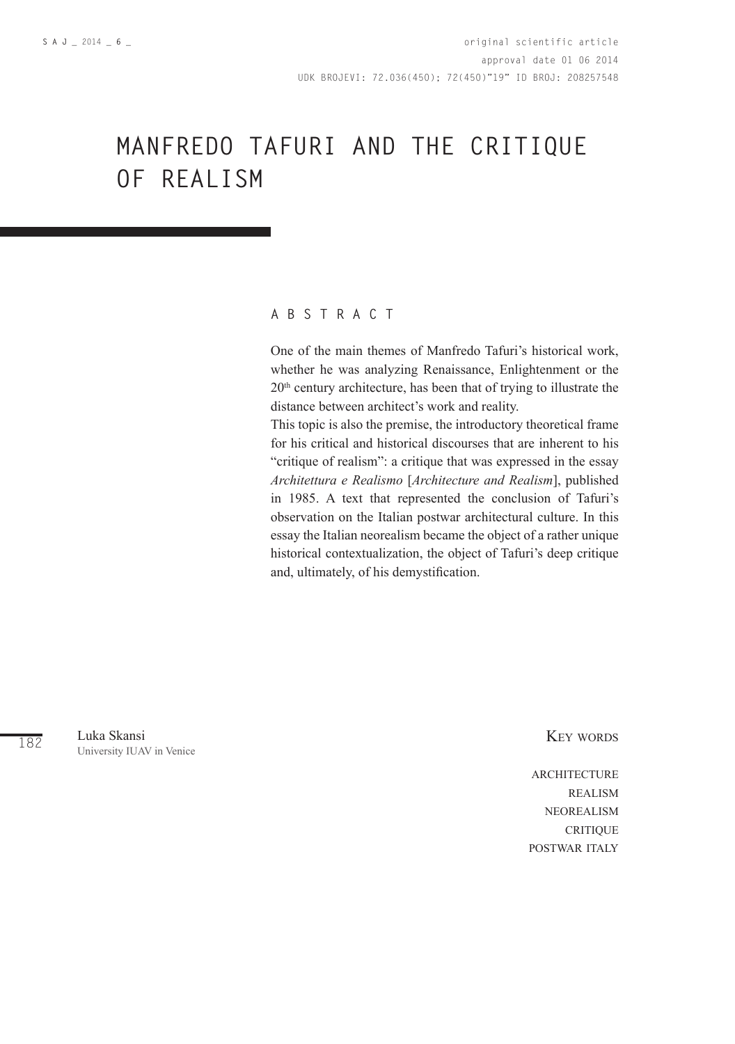original scientific article
approval date 01 06 2014
UDK BROJEVI: 72.036(450); 72(450)"19" ID BROJ: 208257548

# MANFREDO TAFURI AND THE CRITIQUE OF REALISM

## ABSTRACT

One of the main themes of Manfredo Tafuri's historical work, whether he was analyzing Renaissance, Enlightenment or the 20th century architecture, has been that of trying to illustrate the distance between architect's work and reality.

This topic is also the premise, the introductory theoretical frame for his critical and historical discourses that are inherent to his "critique of realism": a critique that was expressed in the essay *Architettura e Realismo* [*Architecture and Realism*], published in 1985. A text that represented the conclusion of Tafuri's observation on the Italian postwar architectural culture. In this essay the Italian neorealism became the object of a rather unique historical contextualization, the object of Tafuri's deep critique and, ultimately, of his demystification.

Luka Skansi
University IUAV in Venice

KEY WORDS

ARCHITECTURE
REALISM
NEOREALISM
CRITIQUE
POSTWAR ITALY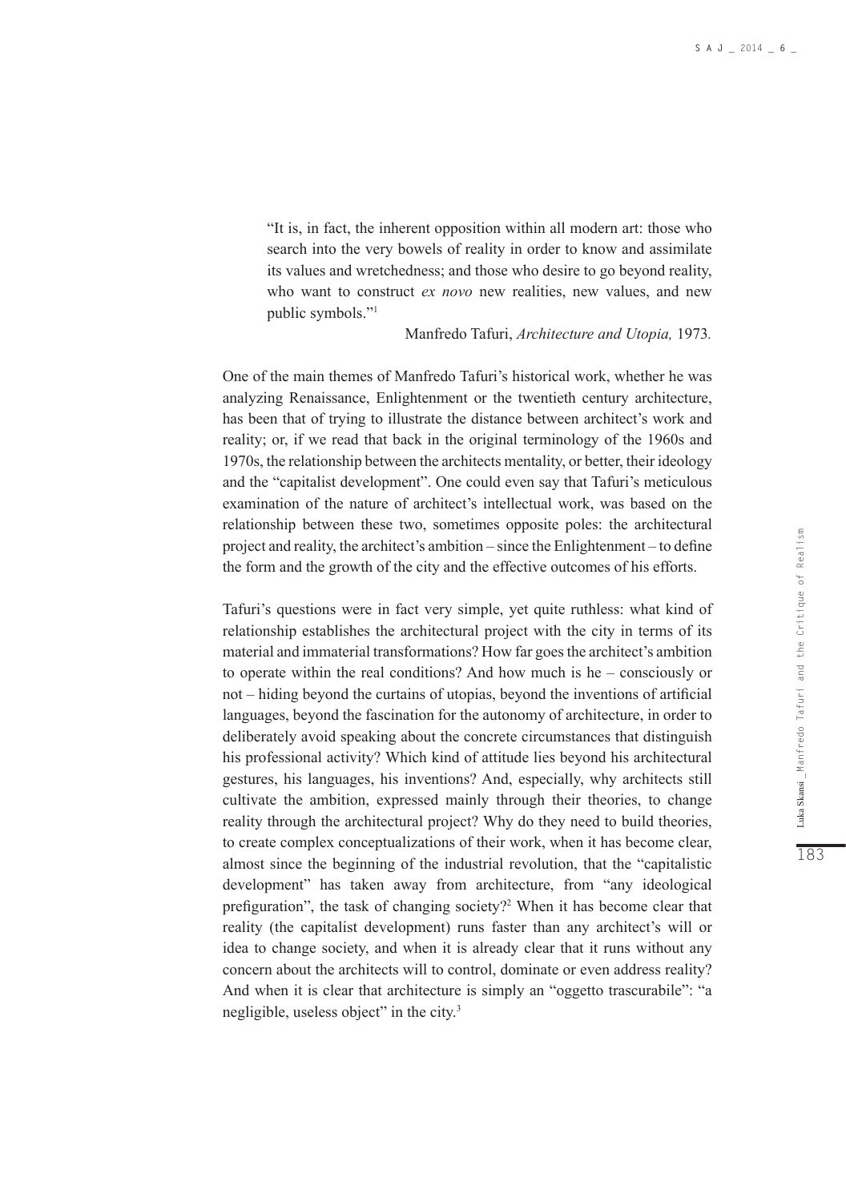> "It is, in fact, the inherent opposition within all modern art: those who search into the very bowels of reality in order to know and assimilate its values and wretchedness; and those who desire to go beyond reality, who want to construct *ex novo* new realities, new values, and new public symbols."[1]
>
> Manfredo Tafuri, *Architecture and Utopia,* 1973.

One of the main themes of Manfredo Tafuri's historical work, whether he was analyzing Renaissance, Enlightenment or the twentieth century architecture, has been that of trying to illustrate the distance between architect's work and reality; or, if we read that back in the original terminology of the 1960s and 1970s, the relationship between the architects mentality, or better, their ideology and the "capitalist development". One could even say that Tafuri's meticulous examination of the nature of architect's intellectual work, was based on the relationship between these two, sometimes opposite poles: the architectural project and reality, the architect's ambition – since the Enlightenment – to define the form and the growth of the city and the effective outcomes of his efforts.

Tafuri's questions were in fact very simple, yet quite ruthless: what kind of relationship establishes the architectural project with the city in terms of its material and immaterial transformations? How far goes the architect's ambition to operate within the real conditions? And how much is he – consciously or not – hiding beyond the curtains of utopias, beyond the inventions of artificial languages, beyond the fascination for the autonomy of architecture, in order to deliberately avoid speaking about the concrete circumstances that distinguish his professional activity? Which kind of attitude lies beyond his architectural gestures, his languages, his inventions? And, especially, why architects still cultivate the ambition, expressed mainly through their theories, to change reality through the architectural project? Why do they need to build theories, to create complex conceptualizations of their work, when it has become clear, almost since the beginning of the industrial revolution, that the "capitalistic development" has taken away from architecture, from "any ideological prefiguration", the task of changing society?[2] When it has become clear that reality (the capitalist development) runs faster than any architect's will or idea to change society, and when it is already clear that it runs without any concern about the architects will to control, dominate or even address reality? And when it is clear that architecture is simply an "oggetto trascurabile": "a negligible, useless object" in the city.[3]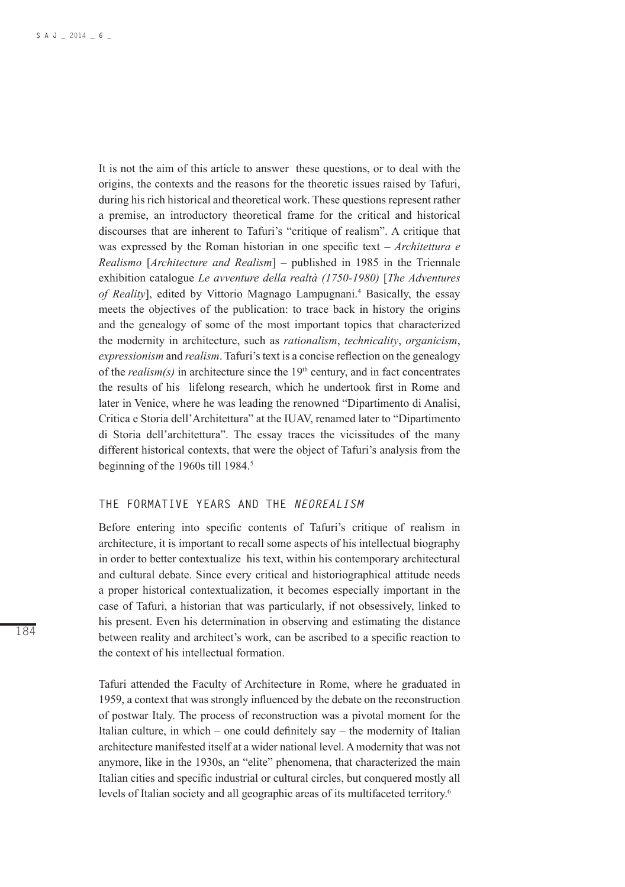It is not the aim of this article to answer these questions, or to deal with the origins, the contexts and the reasons for the theoretic issues raised by Tafuri, during his rich historical and theoretical work. These questions represent rather a premise, an introductory theoretical frame for the critical and historical discourses that are inherent to Tafuri's "critique of realism". A critique that was expressed by the Roman historian in one specific text – *Architettura e Realismo* [*Architecture and Realism*] – published in 1985 in the Triennale exhibition catalogue *Le avventure della realtà (1750-1980)* [*The Adventures of Reality*], edited by Vittorio Magnago Lampugnani.[4] Basically, the essay meets the objectives of the publication: to trace back in history the origins and the genealogy of some of the most important topics that characterized the modernity in architecture, such as *rationalism*, *technicality*, *organicism*, *expressionism* and *realism*. Tafuri's text is a concise reflection on the genealogy of the *realism(s)* in architecture since the 19th century, and in fact concentrates the results of his lifelong research, which he undertook first in Rome and later in Venice, where he was leading the renowned "Dipartimento di Analisi, Critica e Storia dell'Architettura" at the IUAV, renamed later to "Dipartimento di Storia dell'architettura". The essay traces the vicissitudes of the many different historical contexts, that were the object of Tafuri's analysis from the beginning of the 1960s till 1984.[5]

## THE FORMATIVE YEARS AND THE *NEOREALISM*

Before entering into specific contents of Tafuri's critique of realism in architecture, it is important to recall some aspects of his intellectual biography in order to better contextualize his text, within his contemporary architectural and cultural debate. Since every critical and historiographical attitude needs a proper historical contextualization, it becomes especially important in the case of Tafuri, a historian that was particularly, if not obsessively, linked to his present. Even his determination in observing and estimating the distance between reality and architect's work, can be ascribed to a specific reaction to the context of his intellectual formation.

Tafuri attended the Faculty of Architecture in Rome, where he graduated in 1959, a context that was strongly influenced by the debate on the reconstruction of postwar Italy. The process of reconstruction was a pivotal moment for the Italian culture, in which – one could definitely say – the modernity of Italian architecture manifested itself at a wider national level. A modernity that was not anymore, like in the 1930s, an "elite" phenomena, that characterized the main Italian cities and specific industrial or cultural circles, but conquered mostly all levels of Italian society and all geographic areas of its multifaceted territory.[6]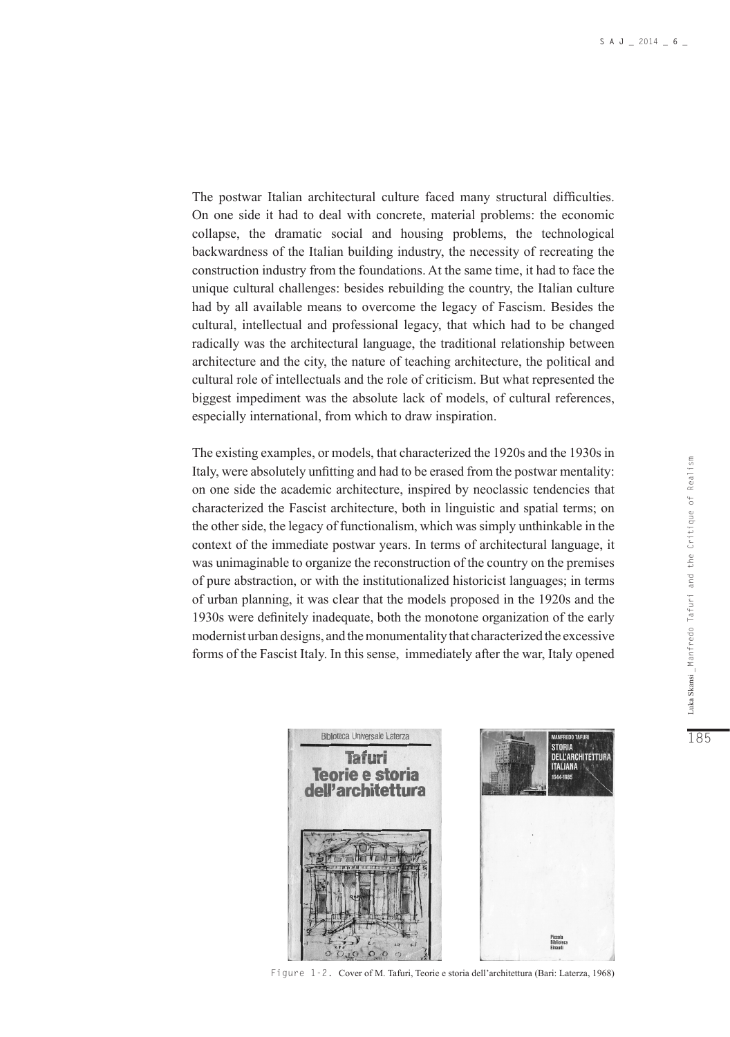The postwar Italian architectural culture faced many structural difficulties. On one side it had to deal with concrete, material problems: the economic collapse, the dramatic social and housing problems, the technological backwardness of the Italian building industry, the necessity of recreating the construction industry from the foundations. At the same time, it had to face the unique cultural challenges: besides rebuilding the country, the Italian culture had by all available means to overcome the legacy of Fascism. Besides the cultural, intellectual and professional legacy, that which had to be changed radically was the architectural language, the traditional relationship between architecture and the city, the nature of teaching architecture, the political and cultural role of intellectuals and the role of criticism. But what represented the biggest impediment was the absolute lack of models, of cultural references, especially international, from which to draw inspiration.

The existing examples, or models, that characterized the 1920s and the 1930s in Italy, were absolutely unfitting and had to be erased from the postwar mentality: on one side the academic architecture, inspired by neoclassic tendencies that characterized the Fascist architecture, both in linguistic and spatial terms; on the other side, the legacy of functionalism, which was simply unthinkable in the context of the immediate postwar years. In terms of architectural language, it was unimaginable to organize the reconstruction of the country on the premises of pure abstraction, or with the institutionalized historicist languages; in terms of urban planning, it was clear that the models proposed in the 1920s and the 1930s were definitely inadequate, both the monotone organization of the early modernist urban designs, and the monumentality that characterized the excessive forms of the Fascist Italy. In this sense, immediately after the war, Italy opened

Figure 1-2. Cover of M. Tafuri, Teorie e storia dell'architettura (Bari: Laterza, 1968)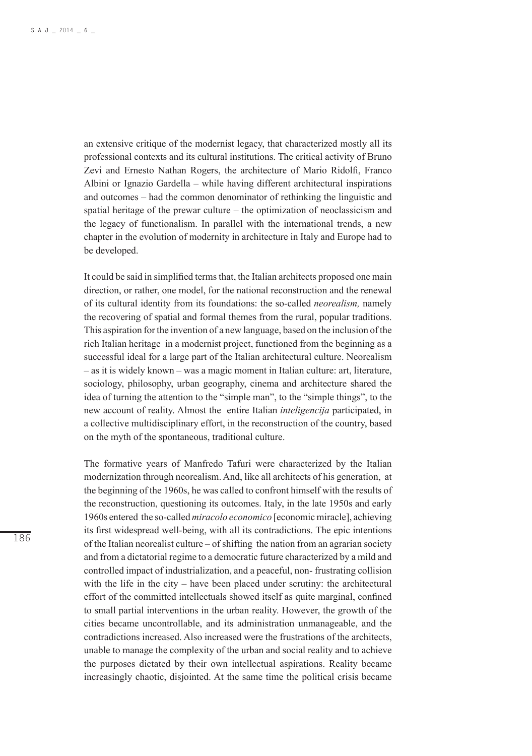an extensive critique of the modernist legacy, that characterized mostly all its professional contexts and its cultural institutions. The critical activity of Bruno Zevi and Ernesto Nathan Rogers, the architecture of Mario Ridolfi, Franco Albini or Ignazio Gardella – while having different architectural inspirations and outcomes – had the common denominator of rethinking the linguistic and spatial heritage of the prewar culture – the optimization of neoclassicism and the legacy of functionalism. In parallel with the international trends, a new chapter in the evolution of modernity in architecture in Italy and Europe had to be developed.

It could be said in simplified terms that, the Italian architects proposed one main direction, or rather, one model, for the national reconstruction and the renewal of its cultural identity from its foundations: the so-called *neorealism,* namely the recovering of spatial and formal themes from the rural, popular traditions. This aspiration for the invention of a new language, based on the inclusion of the rich Italian heritage in a modernist project, functioned from the beginning as a successful ideal for a large part of the Italian architectural culture. Neorealism – as it is widely known – was a magic moment in Italian culture: art, literature, sociology, philosophy, urban geography, cinema and architecture shared the idea of turning the attention to the "simple man", to the "simple things", to the new account of reality. Almost the entire Italian *inteligencija* participated, in a collective multidisciplinary effort, in the reconstruction of the country, based on the myth of the spontaneous, traditional culture.

The formative years of Manfredo Tafuri were characterized by the Italian modernization through neorealism. And, like all architects of his generation, at the beginning of the 1960s, he was called to confront himself with the results of the reconstruction, questioning its outcomes. Italy, in the late 1950s and early 1960s entered the so-called *miracolo economico* [economic miracle], achieving its first widespread well-being, with all its contradictions. The epic intentions of the Italian neorealist culture – of shifting the nation from an agrarian society and from a dictatorial regime to a democratic future characterized by a mild and controlled impact of industrialization, and a peaceful, non- frustrating collision with the life in the city – have been placed under scrutiny: the architectural effort of the committed intellectuals showed itself as quite marginal, confined to small partial interventions in the urban reality. However, the growth of the cities became uncontrollable, and its administration unmanageable, and the contradictions increased. Also increased were the frustrations of the architects, unable to manage the complexity of the urban and social reality and to achieve the purposes dictated by their own intellectual aspirations. Reality became increasingly chaotic, disjointed. At the same time the political crisis became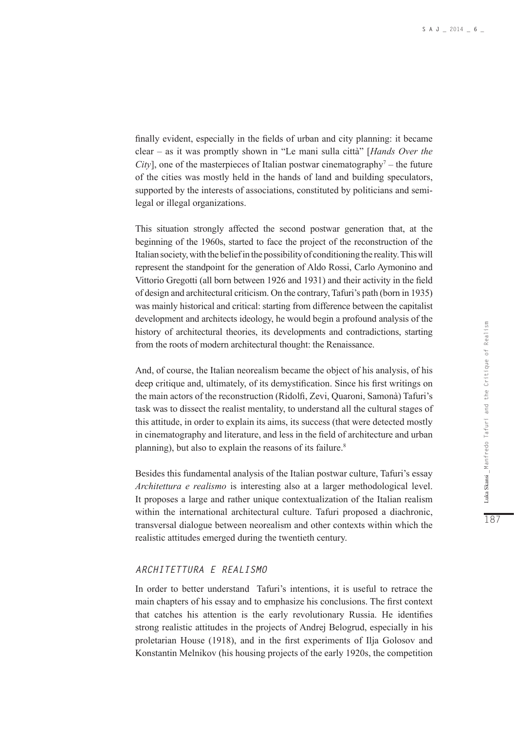finally evident, especially in the fields of urban and city planning: it became clear – as it was promptly shown in "Le mani sulla città" [*Hands Over the City*], one of the masterpieces of Italian postwar cinematography[7] – the future of the cities was mostly held in the hands of land and building speculators, supported by the interests of associations, constituted by politicians and semi-legal or illegal organizations.

This situation strongly affected the second postwar generation that, at the beginning of the 1960s, started to face the project of the reconstruction of the Italian society, with the belief in the possibility of conditioning the reality. This will represent the standpoint for the generation of Aldo Rossi, Carlo Aymonino and Vittorio Gregotti (all born between 1926 and 1931) and their activity in the field of design and architectural criticism. On the contrary, Tafuri's path (born in 1935) was mainly historical and critical: starting from difference between the capitalist development and architects ideology, he would begin a profound analysis of the history of architectural theories, its developments and contradictions, starting from the roots of modern architectural thought: the Renaissance.

And, of course, the Italian neorealism became the object of his analysis, of his deep critique and, ultimately, of its demystification. Since his first writings on the main actors of the reconstruction (Ridolfi, Zevi, Quaroni, Samonà) Tafuri's task was to dissect the realist mentality, to understand all the cultural stages of this attitude, in order to explain its aims, its success (that were detected mostly in cinematography and literature, and less in the field of architecture and urban planning), but also to explain the reasons of its failure.[8]

Besides this fundamental analysis of the Italian postwar culture, Tafuri's essay *Architettura e realismo* is interesting also at a larger methodological level. It proposes a large and rather unique contextualization of the Italian realism within the international architectural culture. Tafuri proposed a diachronic, transversal dialogue between neorealism and other contexts within which the realistic attitudes emerged during the twentieth century.

## *ARCHITETTURA E REALISMO*

In order to better understand Tafuri's intentions, it is useful to retrace the main chapters of his essay and to emphasize his conclusions. The first context that catches his attention is the early revolutionary Russia. He identifies strong realistic attitudes in the projects of Andrej Belogrud, especially in his proletarian House (1918), and in the first experiments of Ilja Golosov and Konstantin Melnikov (his housing projects of the early 1920s, the competition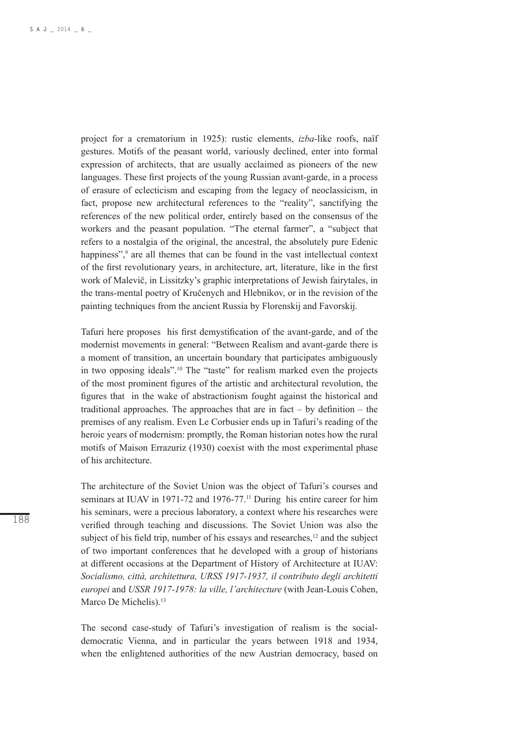project for a crematorium in 1925): rustic elements, *izba*-like roofs, naïf gestures. Motifs of the peasant world, variously declined, enter into formal expression of architects, that are usually acclaimed as pioneers of the new languages. These first projects of the young Russian avant-garde, in a process of erasure of eclecticism and escaping from the legacy of neoclassicism, in fact, propose new architectural references to the "reality", sanctifying the references of the new political order, entirely based on the consensus of the workers and the peasant population. "The eternal farmer", a "subject that refers to a nostalgia of the original, the ancestral, the absolutely pure Edenic happiness",[9] are all themes that can be found in the vast intellectual context of the first revolutionary years, in architecture, art, literature, like in the first work of Malevič, in Lissitzky's graphic interpretations of Jewish fairytales, in the trans-mental poetry of Kručenych and Hlebnikov, or in the revision of the painting techniques from the ancient Russia by Florenskij and Favorskij.

Tafuri here proposes his first demystification of the avant-garde, and of the modernist movements in general: "Between Realism and avant-garde there is a moment of transition, an uncertain boundary that participates ambiguously in two opposing ideals".[10] The "taste" for realism marked even the projects of the most prominent figures of the artistic and architectural revolution, the figures that in the wake of abstractionism fought against the historical and traditional approaches. The approaches that are in fact – by definition – the premises of any realism. Even Le Corbusier ends up in Tafuri's reading of the heroic years of modernism: promptly, the Roman historian notes how the rural motifs of Maison Errazuriz (1930) coexist with the most experimental phase of his architecture.

The architecture of the Soviet Union was the object of Tafuri's courses and seminars at IUAV in 1971-72 and 1976-77.[11] During his entire career for him his seminars, were a precious laboratory, a context where his researches were verified through teaching and discussions. The Soviet Union was also the subject of his field trip, number of his essays and researches,[12] and the subject of two important conferences that he developed with a group of historians at different occasions at the Department of History of Architecture at IUAV: *Socialismo, città, architettura, URSS 1917-1937, il contributo degli architetti europei* and *USSR 1917-1978: la ville, l'architecture* (with Jean-Louis Cohen, Marco De Michelis).[13]

The second case-study of Tafuri's investigation of realism is the social-democratic Vienna, and in particular the years between 1918 and 1934, when the enlightened authorities of the new Austrian democracy, based on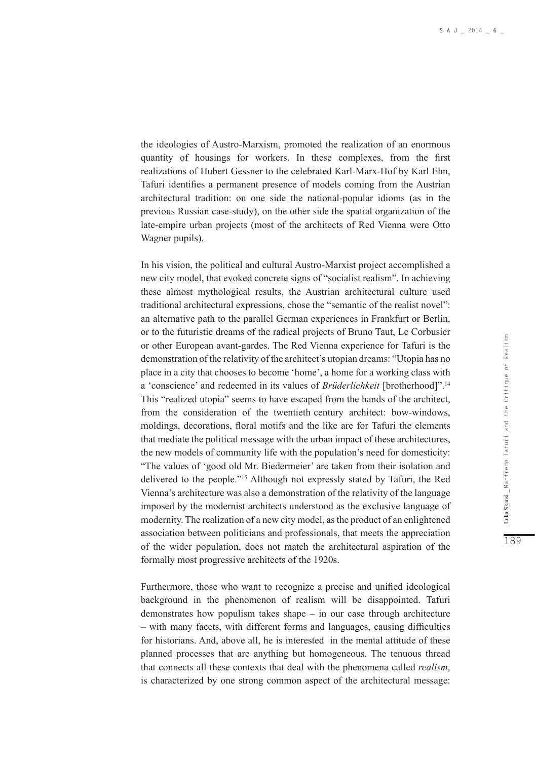the ideologies of Austro-Marxism, promoted the realization of an enormous quantity of housings for workers. In these complexes, from the first realizations of Hubert Gessner to the celebrated Karl-Marx-Hof by Karl Ehn, Tafuri identifies a permanent presence of models coming from the Austrian architectural tradition: on one side the national-popular idioms (as in the previous Russian case-study), on the other side the spatial organization of the late-empire urban projects (most of the architects of Red Vienna were Otto Wagner pupils).

In his vision, the political and cultural Austro-Marxist project accomplished a new city model, that evoked concrete signs of "socialist realism". In achieving these almost mythological results, the Austrian architectural culture used traditional architectural expressions, chose the "semantic of the realist novel": an alternative path to the parallel German experiences in Frankfurt or Berlin, or to the futuristic dreams of the radical projects of Bruno Taut, Le Corbusier or other European avant-gardes. The Red Vienna experience for Tafuri is the demonstration of the relativity of the architect's utopian dreams: "Utopia has no place in a city that chooses to become 'home', a home for a working class with a 'conscience' and redeemed in its values of *Brüderlichkeit* [brotherhood]".[14] This "realized utopia" seems to have escaped from the hands of the architect, from the consideration of the twentieth century architect: bow-windows, moldings, decorations, floral motifs and the like are for Tafuri the elements that mediate the political message with the urban impact of these architectures, the new models of community life with the population's need for domesticity: "The values of 'good old Mr. Biedermeier' are taken from their isolation and delivered to the people."[15] Although not expressly stated by Tafuri, the Red Vienna's architecture was also a demonstration of the relativity of the language imposed by the modernist architects understood as the exclusive language of modernity. The realization of a new city model, as the product of an enlightened association between politicians and professionals, that meets the appreciation of the wider population, does not match the architectural aspiration of the formally most progressive architects of the 1920s.

Furthermore, those who want to recognize a precise and unified ideological background in the phenomenon of realism will be disappointed. Tafuri demonstrates how populism takes shape – in our case through architecture – with many facets, with different forms and languages, causing difficulties for historians. And, above all, he is interested in the mental attitude of these planned processes that are anything but homogeneous. The tenuous thread that connects all these contexts that deal with the phenomena called *realism*, is characterized by one strong common aspect of the architectural message: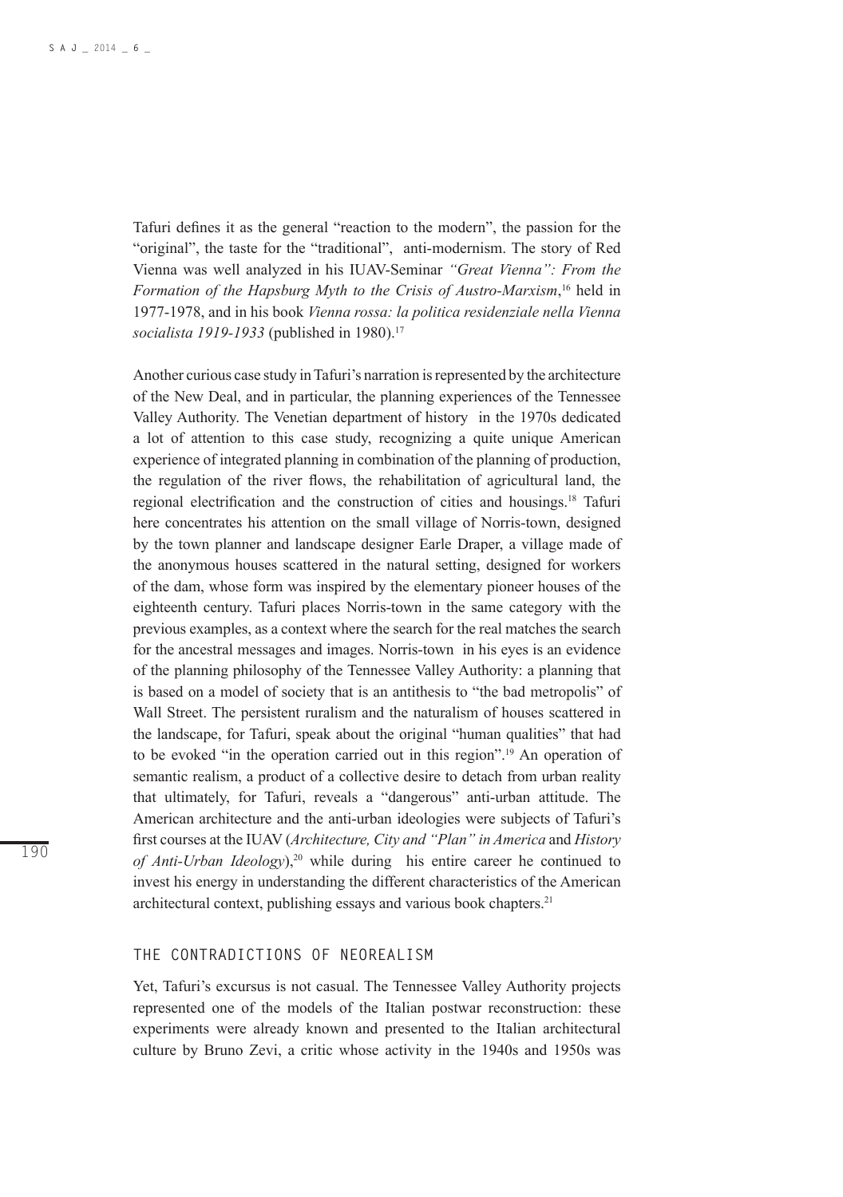Tafuri defines it as the general "reaction to the modern", the passion for the "original", the taste for the "traditional", anti-modernism. The story of Red Vienna was well analyzed in his IUAV-Seminar *"Great Vienna": From the Formation of the Hapsburg Myth to the Crisis of Austro-Marxism*,[16] held in 1977-1978, and in his book *Vienna rossa: la politica residenziale nella Vienna socialista 1919-1933* (published in 1980).[17]

Another curious case study in Tafuri's narration is represented by the architecture of the New Deal, and in particular, the planning experiences of the Tennessee Valley Authority. The Venetian department of history in the 1970s dedicated a lot of attention to this case study, recognizing a quite unique American experience of integrated planning in combination of the planning of production, the regulation of the river flows, the rehabilitation of agricultural land, the regional electrification and the construction of cities and housings.[18] Tafuri here concentrates his attention on the small village of Norris-town, designed by the town planner and landscape designer Earle Draper, a village made of the anonymous houses scattered in the natural setting, designed for workers of the dam, whose form was inspired by the elementary pioneer houses of the eighteenth century. Tafuri places Norris-town in the same category with the previous examples, as a context where the search for the real matches the search for the ancestral messages and images. Norris-town in his eyes is an evidence of the planning philosophy of the Tennessee Valley Authority: a planning that is based on a model of society that is an antithesis to "the bad metropolis" of Wall Street. The persistent ruralism and the naturalism of houses scattered in the landscape, for Tafuri, speak about the original "human qualities" that had to be evoked "in the operation carried out in this region".[19] An operation of semantic realism, a product of a collective desire to detach from urban reality that ultimately, for Tafuri, reveals a "dangerous" anti-urban attitude. The American architecture and the anti-urban ideologies were subjects of Tafuri's first courses at the IUAV (*Architecture, City and "Plan" in America* and *History of Anti-Urban Ideology*),[20] while during his entire career he continued to invest his energy in understanding the different characteristics of the American architectural context, publishing essays and various book chapters.[21]

## THE CONTRADICTIONS OF NEOREALISM

Yet, Tafuri's excursus is not casual. The Tennessee Valley Authority projects represented one of the models of the Italian postwar reconstruction: these experiments were already known and presented to the Italian architectural culture by Bruno Zevi, a critic whose activity in the 1940s and 1950s was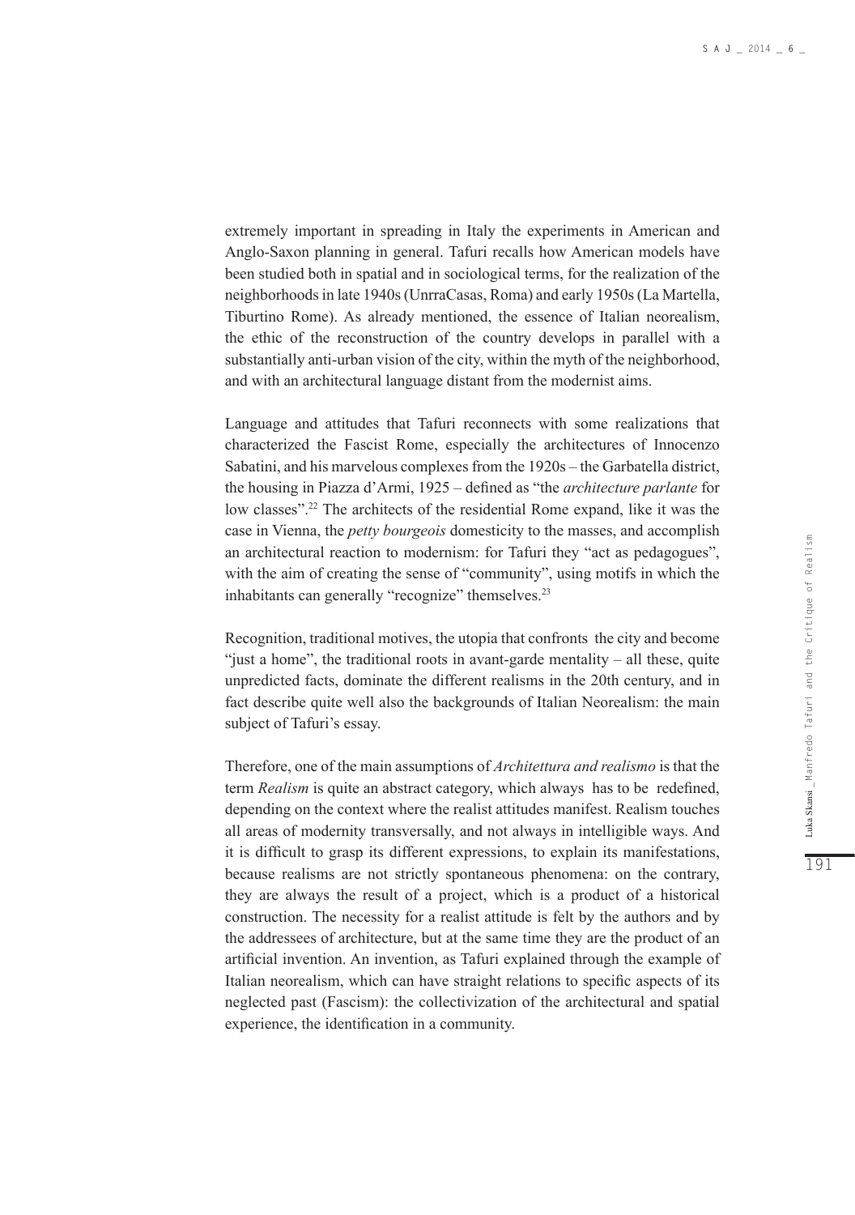extremely important in spreading in Italy the experiments in American and Anglo-Saxon planning in general. Tafuri recalls how American models have been studied both in spatial and in sociological terms, for the realization of the neighborhoods in late 1940s (UnrraCasas, Roma) and early 1950s (La Martella, Tiburtino Rome). As already mentioned, the essence of Italian neorealism, the ethic of the reconstruction of the country develops in parallel with a substantially anti-urban vision of the city, within the myth of the neighborhood, and with an architectural language distant from the modernist aims.

Language and attitudes that Tafuri reconnects with some realizations that characterized the Fascist Rome, especially the architectures of Innocenzo Sabatini, and his marvelous complexes from the 1920s – the Garbatella district, the housing in Piazza d'Armi, 1925 – defined as "the *architecture parlante* for low classes".[22] The architects of the residential Rome expand, like it was the case in Vienna, the *petty bourgeois* domesticity to the masses, and accomplish an architectural reaction to modernism: for Tafuri they "act as pedagogues", with the aim of creating the sense of "community", using motifs in which the inhabitants can generally "recognize" themselves.[23]

Recognition, traditional motives, the utopia that confronts the city and become "just a home", the traditional roots in avant-garde mentality – all these, quite unpredicted facts, dominate the different realisms in the 20th century, and in fact describe quite well also the backgrounds of Italian Neorealism: the main subject of Tafuri's essay.

Therefore, one of the main assumptions of *Architettura and realismo* is that the term *Realism* is quite an abstract category, which always has to be redefined, depending on the context where the realist attitudes manifest. Realism touches all areas of modernity transversally, and not always in intelligible ways. And it is difficult to grasp its different expressions, to explain its manifestations, because realisms are not strictly spontaneous phenomena: on the contrary, they are always the result of a project, which is a product of a historical construction. The necessity for a realist attitude is felt by the authors and by the addressees of architecture, but at the same time they are the product of an artificial invention. An invention, as Tafuri explained through the example of Italian neorealism, which can have straight relations to specific aspects of its neglected past (Fascism): the collectivization of the architectural and spatial experience, the identification in a community.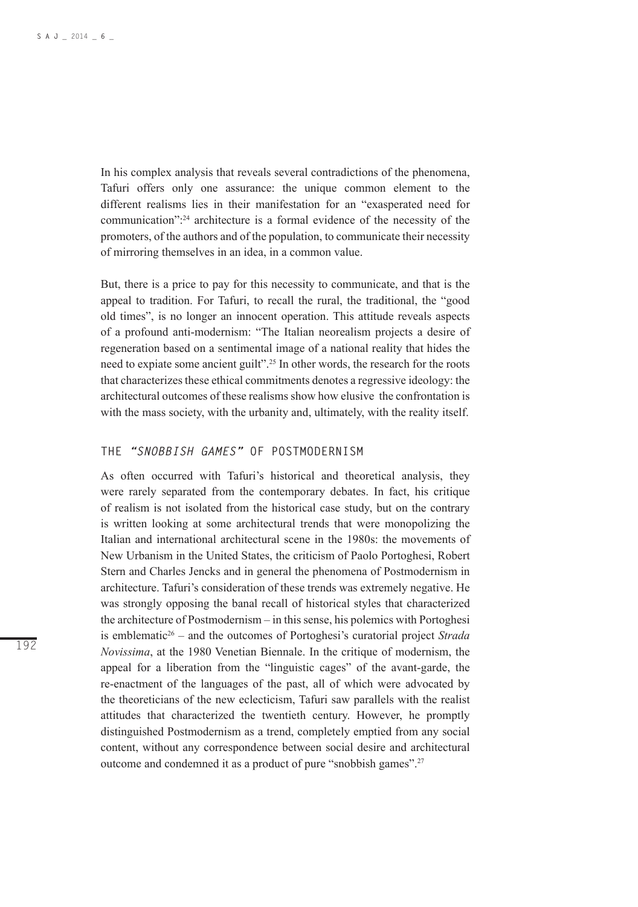In his complex analysis that reveals several contradictions of the phenomena, Tafuri offers only one assurance: the unique common element to the different realisms lies in their manifestation for an "exasperated need for communication":[24] architecture is a formal evidence of the necessity of the promoters, of the authors and of the population, to communicate their necessity of mirroring themselves in an idea, in a common value.

But, there is a price to pay for this necessity to communicate, and that is the appeal to tradition. For Tafuri, to recall the rural, the traditional, the "good old times", is no longer an innocent operation. This attitude reveals aspects of a profound anti-modernism: "The Italian neorealism projects a desire of regeneration based on a sentimental image of a national reality that hides the need to expiate some ancient guilt".[25] In other words, the research for the roots that characterizes these ethical commitments denotes a regressive ideology: the architectural outcomes of these realisms show how elusive the confrontation is with the mass society, with the urbanity and, ultimately, with the reality itself.

## THE *"SNOBBISH GAMES"* OF POSTMODERNISM

As often occurred with Tafuri's historical and theoretical analysis, they were rarely separated from the contemporary debates. In fact, his critique of realism is not isolated from the historical case study, but on the contrary is written looking at some architectural trends that were monopolizing the Italian and international architectural scene in the 1980s: the movements of New Urbanism in the United States, the criticism of Paolo Portoghesi, Robert Stern and Charles Jencks and in general the phenomena of Postmodernism in architecture. Tafuri's consideration of these trends was extremely negative. He was strongly opposing the banal recall of historical styles that characterized the architecture of Postmodernism – in this sense, his polemics with Portoghesi is emblematic[26] – and the outcomes of Portoghesi's curatorial project *Strada Novissima*, at the 1980 Venetian Biennale. In the critique of modernism, the appeal for a liberation from the "linguistic cages" of the avant-garde, the re-enactment of the languages of the past, all of which were advocated by the theoreticians of the new eclecticism, Tafuri saw parallels with the realist attitudes that characterized the twentieth century. However, he promptly distinguished Postmodernism as a trend, completely emptied from any social content, without any correspondence between social desire and architectural outcome and condemned it as a product of pure "snobbish games".[27]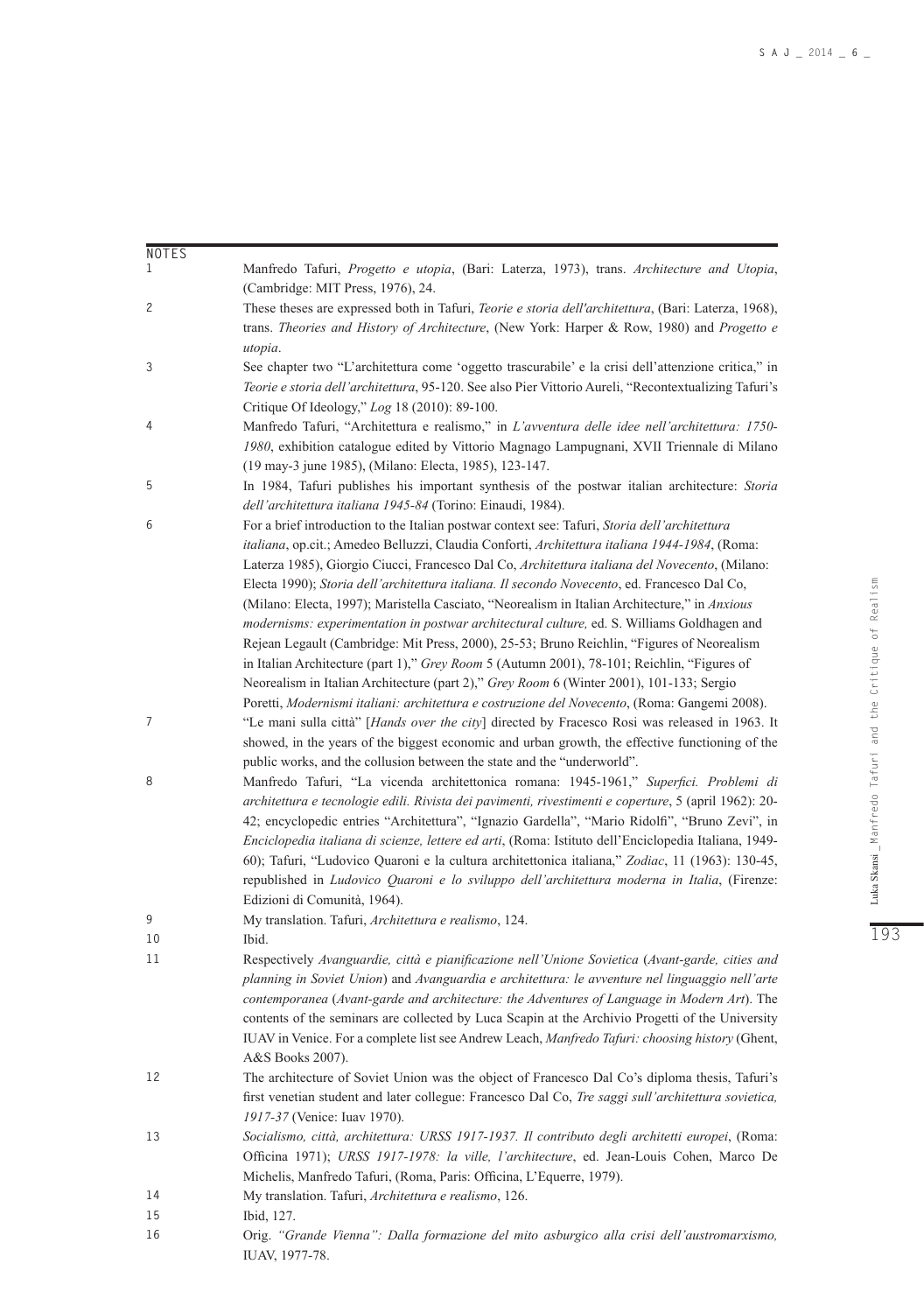NOTES

1 Manfredo Tafuri, *Progetto e utopia*, (Bari: Laterza, 1973), trans. *Architecture and Utopia*, (Cambridge: MIT Press, 1976), 24.

2 These theses are expressed both in Tafuri, *Teorie e storia dell'architettura*, (Bari: Laterza, 1968), trans. *Theories and History of Architecture*, (New York: Harper & Row, 1980) and *Progetto e utopia*.

3 See chapter two "L'architettura come 'oggetto trascurabile' e la crisi dell'attenzione critica," in *Teorie e storia dell'architettura*, 95-120. See also Pier Vittorio Aureli, "Recontextualizing Tafuri's Critique Of Ideology," *Log* 18 (2010): 89-100.

4 Manfredo Tafuri, "Architettura e realismo," in *L'avventura delle idee nell'architettura: 1750-1980*, exhibition catalogue edited by Vittorio Magnago Lampugnani, XVII Triennale di Milano (19 may-3 june 1985), (Milano: Electa, 1985), 123-147.

5 In 1984, Tafuri publishes his important synthesis of the postwar italian architecture: *Storia dell'architettura italiana 1945-84* (Torino: Einaudi, 1984).

6 For a brief introduction to the Italian postwar context see: Tafuri, *Storia dell'architettura italiana*, op.cit.; Amedeo Belluzzi, Claudia Conforti, *Architettura italiana 1944-1984*, (Roma: Laterza 1985), Giorgio Ciucci, Francesco Dal Co, *Architettura italiana del Novecento*, (Milano: Electa 1990); *Storia dell'architettura italiana. Il secondo Novecento*, ed. Francesco Dal Co, (Milano: Electa, 1997); Maristella Casciato, "Neorealism in Italian Architecture," in *Anxious modernisms: experimentation in postwar architectural culture,* ed. S. Williams Goldhagen and Rejean Legault (Cambridge: Mit Press, 2000), 25-53; Bruno Reichlin, "Figures of Neorealism in Italian Architecture (part 1)," *Grey Room* 5 (Autumn 2001), 78-101; Reichlin, "Figures of Neorealism in Italian Architecture (part 2)," *Grey Room* 6 (Winter 2001), 101-133; Sergio Poretti, *Modernismi italiani: architettura e costruzione del Novecento*, (Roma: Gangemi 2008).

7 "Le mani sulla città" [*Hands over the city*] directed by Fracesco Rosi was released in 1963. It showed, in the years of the biggest economic and urban growth, the effective functioning of the public works, and the collusion between the state and the "underworld".

8 Manfredo Tafuri, "La vicenda architettonica romana: 1945-1961," *Superfici. Problemi di architettura e tecnologie edili. Rivista dei pavimenti, rivestimenti e coperture*, 5 (april 1962): 20-42; encyclopedic entries "Architettura", "Ignazio Gardella", "Mario Ridolfi", "Bruno Zevi", in *Enciclopedia italiana di scienze, lettere ed arti*, (Roma: Istituto dell'Enciclopedia Italiana, 1949-60); Tafuri, "Ludovico Quaroni e la cultura architettonica italiana," *Zodiac*, 11 (1963): 130-45, republished in *Ludovico Quaroni e lo sviluppo dell'architettura moderna in Italia*, (Firenze: Edizioni di Comunità, 1964).

9 My translation. Tafuri, *Architettura e realismo*, 124.

10 Ibid.

11 Respectively *Avanguardie, città e pianificazione nell'Unione Sovietica* (*Avant-garde, cities and planning in Soviet Union*) and *Avanguardia e architettura: le avventure nel linguaggio nell'arte contemporanea* (*Avant-garde and architecture: the Adventures of Language in Modern Art*). The contents of the seminars are collected by Luca Scapin at the Archivio Progetti of the University IUAV in Venice. For a complete list see Andrew Leach, *Manfredo Tafuri: choosing history* (Ghent, A&S Books 2007).

12 The architecture of Soviet Union was the object of Francesco Dal Co's diploma thesis, Tafuri's first venetian student and later collegue: Francesco Dal Co, *Tre saggi sull'architettura sovietica, 1917-37* (Venice: Iuav 1970).

13 *Socialismo, città, architettura: URSS 1917-1937. Il contributo degli architetti europei*, (Roma: Officina 1971); *URSS 1917-1978: la ville, l'architecture*, ed. Jean-Louis Cohen, Marco De Michelis, Manfredo Tafuri, (Roma, Paris: Officina, L'Equerre, 1979).

14 My translation. Tafuri, *Architettura e realismo*, 126.

15 Ibid, 127.

16 Orig. *"Grande Vienna": Dalla formazione del mito asburgico alla crisi dell'austromarxismo,* IUAV, 1977-78.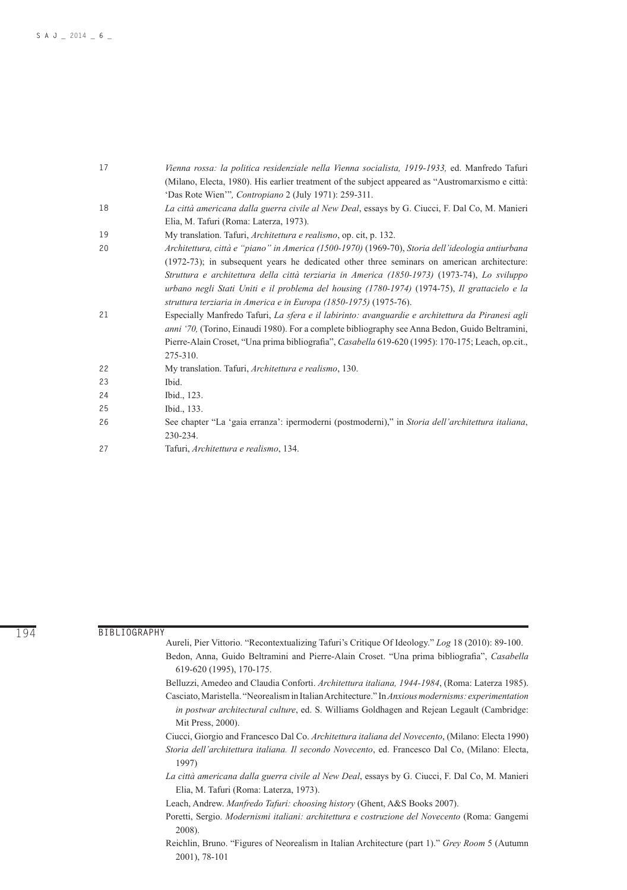17 *Vienna rossa: la politica residenziale nella Vienna socialista, 1919-1933,* ed. Manfredo Tafuri (Milano, Electa, 1980). His earlier treatment of the subject appeared as "Austromarxismo e città: 'Das Rote Wien'", *Contropiano* 2 (July 1971): 259-311.

18 *La città americana dalla guerra civile al New Deal*, essays by G. Ciucci, F. Dal Co, M. Manieri Elia, M. Tafuri (Roma: Laterza, 1973).

19 My translation. Tafuri, *Architettura e realismo*, op. cit, p. 132.

20 *Architettura, città e "piano" in America (1500-1970)* (1969-70), *Storia dell'ideologia antiurbana* (1972-73); in subsequent years he dedicated other three seminars on american architecture: *Struttura e architettura della città terziaria in America (1850-1973)* (1973-74), *Lo sviluppo urbano negli Stati Uniti e il problema del housing (1780-1974)* (1974-75), *Il grattacielo e la struttura terziaria in America e in Europa (1850-1975)* (1975-76).

21 Especially Manfredo Tafuri, *La sfera e il labirinto: avanguardie e architettura da Piranesi agli anni '70,* (Torino, Einaudi 1980). For a complete bibliography see Anna Bedon, Guido Beltramini, Pierre-Alain Croset, "Una prima bibliografia", *Casabella* 619-620 (1995): 170-175; Leach, op.cit., 275-310.

22 My translation. Tafuri, *Architettura e realismo*, 130.

23 Ibid.

24 Ibid., 123.

25 Ibid., 133.

26 See chapter "La 'gaia erranza': ipermoderni (postmoderni)," in *Storia dell'architettura italiana*, 230-234.

27 Tafuri, *Architettura e realismo*, 134.

## BIBLIOGRAPHY

Aureli, Pier Vittorio. "Recontextualizing Tafuri's Critique Of Ideology." *Log* 18 (2010): 89-100.

Bedon, Anna, Guido Beltramini and Pierre-Alain Croset. "Una prima bibliografia", *Casabella* 619-620 (1995), 170-175.

Belluzzi, Amedeo and Claudia Conforti. *Architettura italiana, 1944-1984*, (Roma: Laterza 1985).

Casciato, Maristella. "Neorealism in Italian Architecture." In *Anxious modernisms: experimentation in postwar architectural culture*, ed. S. Williams Goldhagen and Rejean Legault (Cambridge: Mit Press, 2000).

Ciucci, Giorgio and Francesco Dal Co. *Architettura italiana del Novecento*, (Milano: Electa 1990)

*Storia dell'architettura italiana. Il secondo Novecento*, ed. Francesco Dal Co, (Milano: Electa, 1997)

*La città americana dalla guerra civile al New Deal*, essays by G. Ciucci, F. Dal Co, M. Manieri Elia, M. Tafuri (Roma: Laterza, 1973).

Leach, Andrew. *Manfredo Tafuri: choosing history* (Ghent, A&S Books 2007).

Poretti, Sergio. *Modernismi italiani: architettura e costruzione del Novecento* (Roma: Gangemi 2008).

Reichlin, Bruno. "Figures of Neorealism in Italian Architecture (part 1)." *Grey Room* 5 (Autumn 2001), 78-101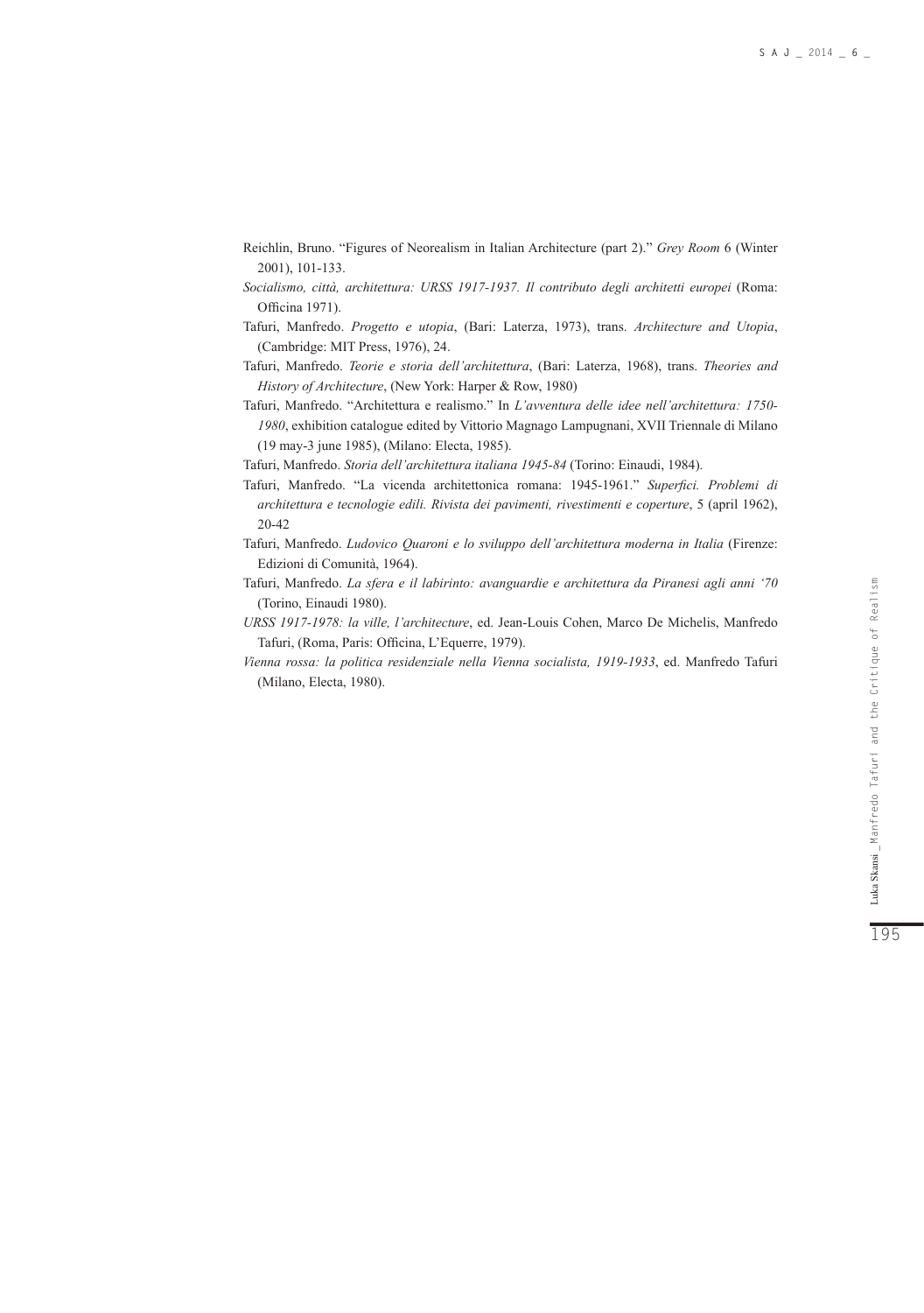Reichlin, Bruno. "Figures of Neorealism in Italian Architecture (part 2)." *Grey Room* 6 (Winter 2001), 101-133.

*Socialismo, città, architettura: URSS 1917-1937. Il contributo degli architetti europei* (Roma: Officina 1971).

Tafuri, Manfredo. *Progetto e utopia*, (Bari: Laterza, 1973), trans. *Architecture and Utopia*, (Cambridge: MIT Press, 1976), 24.

Tafuri, Manfredo. *Teorie e storia dell'architettura*, (Bari: Laterza, 1968), trans. *Theories and History of Architecture*, (New York: Harper & Row, 1980)

Tafuri, Manfredo. "Architettura e realismo." In *L'avventura delle idee nell'architettura: 1750-1980*, exhibition catalogue edited by Vittorio Magnago Lampugnani, XVII Triennale di Milano (19 may-3 june 1985), (Milano: Electa, 1985).

Tafuri, Manfredo. *Storia dell'architettura italiana 1945-84* (Torino: Einaudi, 1984).

Tafuri, Manfredo. "La vicenda architettonica romana: 1945-1961." *Superfici. Problemi di architettura e tecnologie edili. Rivista dei pavimenti, rivestimenti e coperture*, 5 (april 1962), 20-42

Tafuri, Manfredo. *Ludovico Quaroni e lo sviluppo dell'architettura moderna in Italia* (Firenze: Edizioni di Comunità, 1964).

Tafuri, Manfredo. *La sfera e il labirinto: avanguardie e architettura da Piranesi agli anni '70* (Torino, Einaudi 1980).

*URSS 1917-1978: la ville, l'architecture*, ed. Jean-Louis Cohen, Marco De Michelis, Manfredo Tafuri, (Roma, Paris: Officina, L'Equerre, 1979).

*Vienna rossa: la politica residenziale nella Vienna socialista, 1919-1933*, ed. Manfredo Tafuri (Milano, Electa, 1980).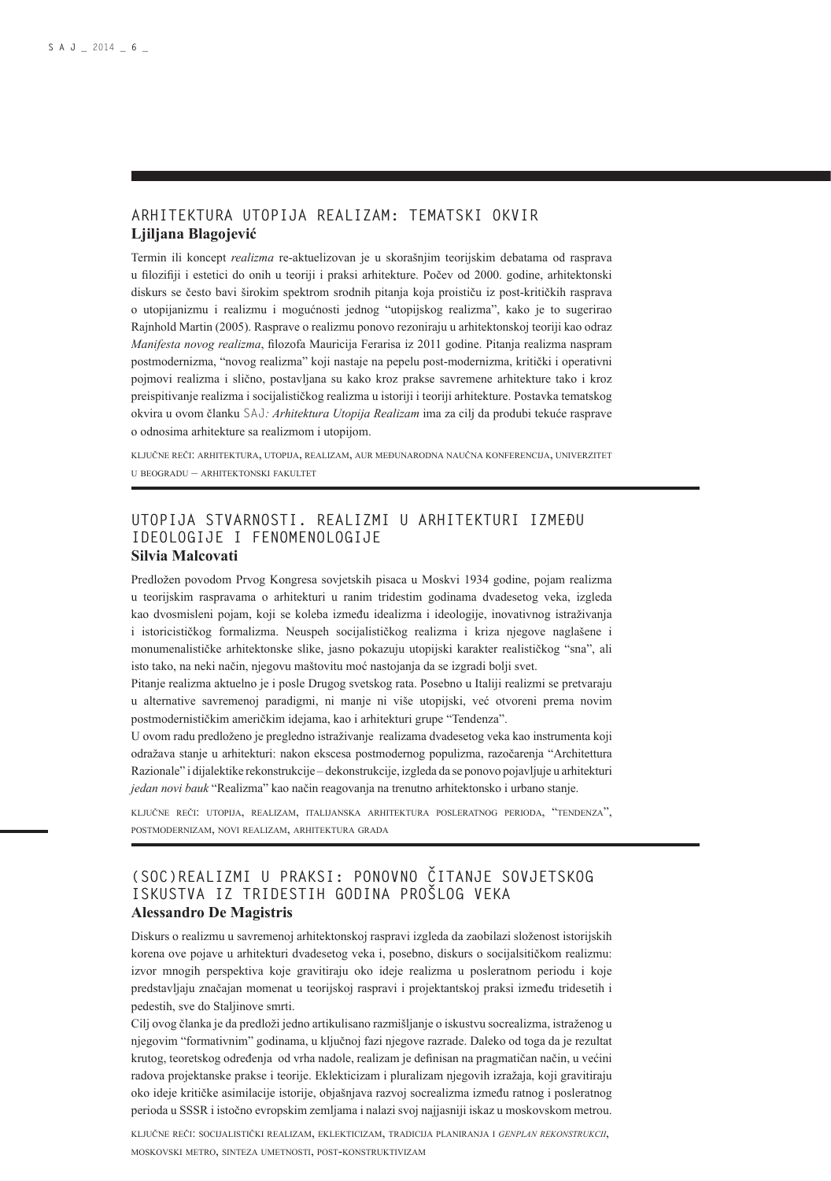## ARHITEKTURA UTOPIJA REALIZAM: TEMATSKI OKVIR

**Ljiljana Blagojević**

Termin ili koncept *realizma* re-aktuelizovan je u skorašnjim teorijskim debatama od rasprava u filozifiji i estetici do onih u teoriji i praksi arhitekture. Počev od 2000. godine, arhitektonski diskurs se često bavi širokim spektrom srodnih pitanja koja proističu iz post-kritičkih rasprava o utopijanizmu i realizmu i mogućnosti jednog "utopijskog realizma", kako je to sugerirao Rajnhold Martin (2005). Rasprave o realizmu ponovo rezoniraju u arhitektonskoj teoriji kao odraz *Manifesta novog realizma*, filozofa Mauricija Ferarisa iz 2011 godine. Pitanja realizma naspram postmodernizma, "novog realizma" koji nastaje na pepelu post-modernizma, kritički i operativni pojmovi realizma i slično, postavljana su kako kroz prakse savremene arhitekture tako i kroz preispitivanje realizma i socijalističkog realizma u istoriji i teoriji arhitekture. Postavka tematskog okvira u ovom članku SAJ*: Arhitektura Utopija Realizam* ima za cilj da produbi tekuće rasprave o odnosima arhitekture sa realizmom i utopijom.

KLJUČNE REČI: ARHITEKTURA, UTOPIJA, REALIZAM, AUR MEĐUNARODNA NAUČNA KONFERENCIJA, UNIVERZITET U BEOGRADU — ARHITEKTONSKI FAKULTET

## UTOPIJA STVARNOSTI. REALIZMI U ARHITEKTURI IZMEĐU IDEOLOGIJE I FENOMENOLOGIJE

**Silvia Malcovati**

Predložen povodom Prvog Kongresa sovjetskih pisaca u Moskvi 1934 godine, pojam realizma u teorijskim raspravama o arhitekturi u ranim tridestim godinama dvadesetog veka, izgleda kao dvosmisleni pojam, koji se koleba između idealizma i ideologije, inovativnog istraživanja i istoricističkog formalizma. Neuspeh socijalističkog realizma i kriza njegove naglašene i monumenalističke arhitektonske slike, jasno pokazuju utopijski karakter realističkog "sna", ali isto tako, na neki način, njegovu maštovitu moć nastojanja da se izgradi bolji svet.

Pitanje realizma aktuelno je i posle Drugog svetskog rata. Posebno u Italiji realizmi se pretvaraju u alternative savremenoj paradigmi, ni manje ni više utopijski, već otvoreni prema novim postmodernističkim američkim idejama, kao i arhitekturi grupe "Tendenza".

U ovom radu predloženo je pregledno istraživanje realizama dvadesetog veka kao instrumenta koji odražava stanje u arhitekturi: nakon ekscesa postmodernog populizma, razočarenja "Architettura Razionale" i dijalektike rekonstrukcije – dekonstrukcije, izgleda da se ponovo pojavljuje u arhitekturi *jedan novi bauk* "Realizma" kao način reagovanja na trenutno arhitektonsko i urbano stanje.

KLJUČNE REČI: UTOPIJA, REALIZAM, ITALIJANSKA ARHITEKTURA POSLERATNOG PERIODA, "TENDENZA", POSTMODERNIZAM, NOVI REALIZAM, ARHITEKTURA GRADA

## (SOC)REALIZMI U PRAKSI: PONOVNO ČITANJE SOVJETSKOG ISKUSTVA IZ TRIDESTIH GODINA PROŠLOG VEKA

**Alessandro De Magistris**

Diskurs o realizmu u savremenoj arhitektonskoj raspravi izgleda da zaobilazi složenost istorijskih korena ove pojave u arhitekturi dvadesetog veka i, posebno, diskurs o socijalsitičkom realizmu: izvor mnogih perspektiva koje gravitiraju oko ideje realizma u posleratnom periodu i koje predstavljaju značajan momenat u teorijskoj raspravi i projektantskoj praksi između tridesetih i pedestih, sve do Staljinove smrti.

Cilj ovog članka je da predloži jedno artikulisano razmišljanje o iskustvu socrealizma, istraženog u njegovim "formativnim" godinama, u ključnoj fazi njegove razrade. Daleko od toga da je rezultat krutog, teoretskog određenja od vrha nadole, realizam je definisan na pragmatičan način, u većini radova projektanske prakse i teorije. Eklekticizam i pluralizam njegovih izražaja, koji gravitiraju oko ideje kritičke asimilacije istorije, objašnjava razvoj socrealizma između ratnog i posleratnog perioda u SSSR i istočno evropskim zemljama i nalazi svoj najjasniji iskaz u moskovskom metrou.

KLJUČNE REČI: SOCIJALISTIČKI REALIZAM, EKLEKTICIZAM, TRADICIJA PLANIRANJA I *GENPLAN REKONSTRUKCII*, MOSKOVSKI METRO, SINTEZA UMETNOSTI, POST-KONSTRUKTIVIZAM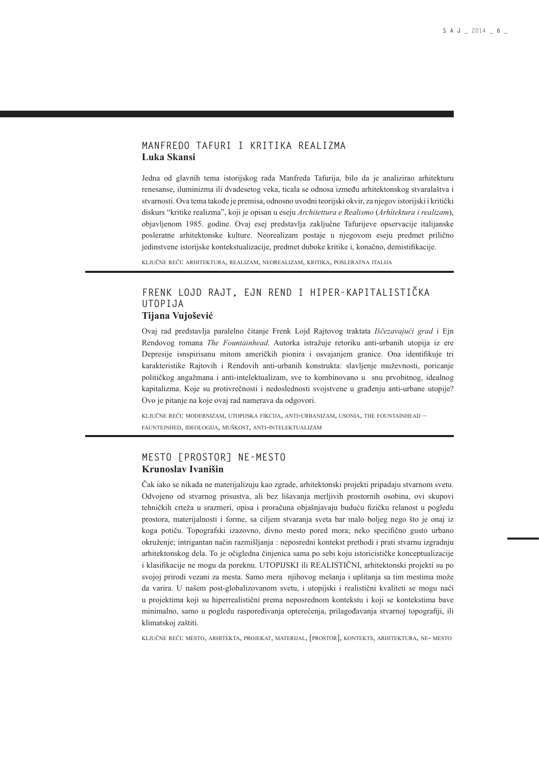## MANFREDO TAFURI I KRITIKA REALIZMA
**Luka Skansi**

Jedna od glavnih tema istorijskog rada Manfreda Tafurija, bilo da je analizirao arhitekturu renesanse, iluminizma ili dvadesetog veka, ticala se odnosa između arhitektonskog stvaralaštva i stvarnosti. Ova tema takođe je premisa, odnosno uvodni teorijski okvir, za njegov istorijski i kritički diskurs "kritike realizma", koji je opisan u eseju *Architettura e Realismo* (*Arhitektura i realizam*), objavljenom 1985. godine. Ovaj esej predstavlja zaključne Tafurijeve opservacije italijanske posleratne arhitektonske kulture. Neorealizam postaje u njegovom eseju predmet prilično jedinstvene istorijske kontekstualizacije, predmet duboke kritike i, konačno, demistifikacije.

ključne reči: arhitektura, realizam, neorealizam, kritika, posleratna italija

## FRENK LOJD RAJT, EJN REND I HIPER-KAPITALISTIČKA UTOPIJA
**Tijana Vujošević**

Ovaj rad predstavlja paralelno čitanje Frenk Lojd Rajtovog traktata *Iščezavajući grad* i Ejn Rendovog romana *The Fountainhead*. Autorka istražuje retoriku anti-urbanih utopija iz ere Depresije isnspirisanu mitom američkih pionira i osvajanjem granice. Ona identifikuje tri karakteristike Rajtovih i Rendovih anti-urbanih konstrukta: slavljenje muževnosti, poricanje političkog angažmana i anti-intelektualizam, sve to kombinovano u snu prvobitnog, idealnog kapitalizma. Koje su protivrečnosti i nedoslednosti svojstvene u građenju anti-urbane utopije? Ovo je pitanje na koje ovaj rad namerava da odgovori.

ključne reči: modernizam, utopijska fikcija, anti-urbanizam, usonia, the fountainhead – fauntejnhed, ideologija, muškost, anti-intelektualizam

## MESTO [PROSTOR] NE-MESTO
**Krunoslav Ivanišin**

Čak iako se nikada ne materijalizuju kao zgrade, arhitektonski projekti pripadaju stvarnom svetu. Odvojeno od stvarnog prisustva, ali bez lišavanja merljivih prostornih osobina, ovi skupovi tehničkih crteža u srazmeri, opisa i proračuna objašnjavaju buduću fizičku relanost u pogledu prostora, materijalnosti i forme, sa ciljem stvaranja sveta bar malo boljeg nego što je onaj iz koga potiču. Topografski izazovno, divno mesto pored mora; neko specifično gusto urbano okruženje; intrigantan način razmišljanja : neposredni kontekst prethodi i prati stvarnu izgradnju arhitektonskog dela. To je očigledna činjenica sama po sebi koju istoricističke konceptualizacije i klasifikacije ne mogu da poreknu. UTOPIJSKI ili REALISTIČNI, arhitektonski projekti su po svojoj prirodi vezani za mesta. Samo mera njihovog mešanja i uplitanja sa tim mestima može da varira. U našem post-globalizovanom svetu, i utopijski i realistični kvaliteti se mogu naći u projektima koji su hiperrealistični prema neposrednom kontekstu i koji se kontekstima bave minimalno, samo u pogledu raspoređivanja opterećenja, prilagođavanja stvarnoj topografiji, ili klimatskoj zaštiti.

ključne reči: mesto, arhitekta, projekat, materijal, [prostor], kontekts, arhitektura, ne- mesto